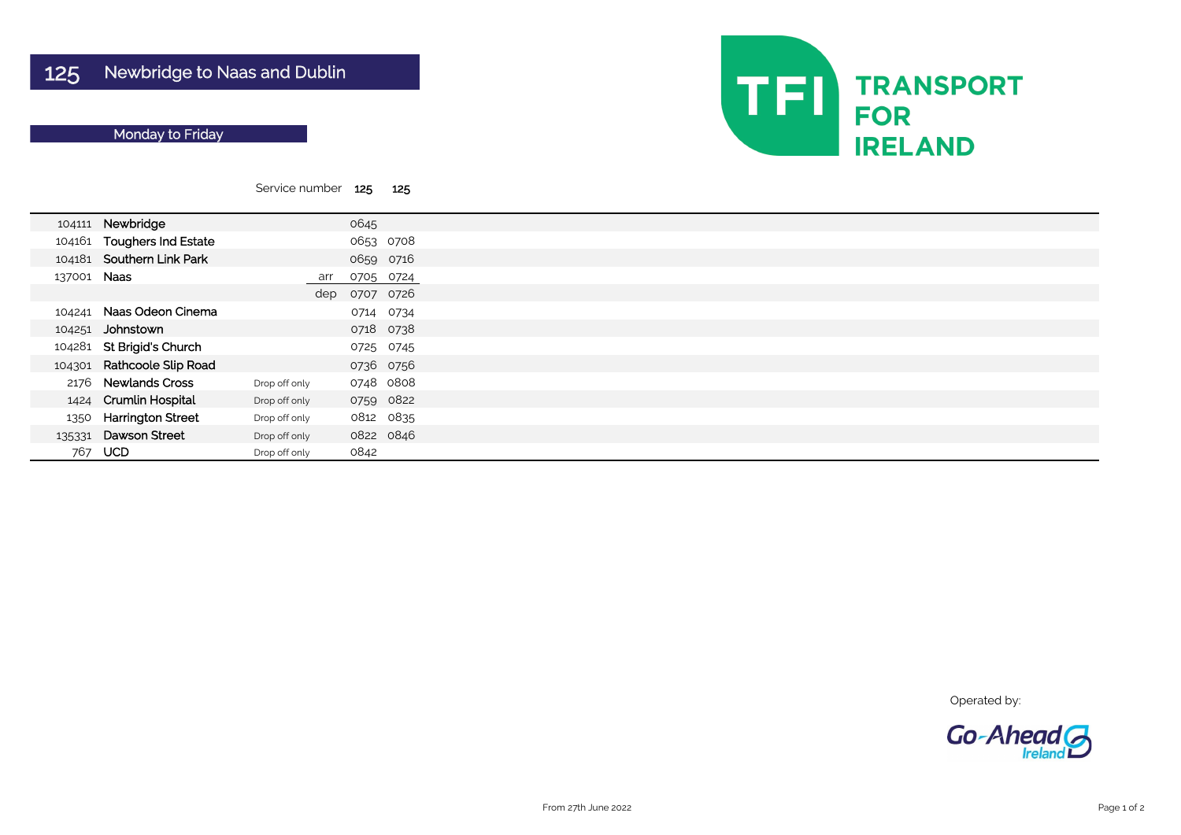# 125 Newbridge to Naas and Dublin

## Monday to Friday

TRANSPORT FOR IRELAND

| | Service number | | | 125 | 125 |
|---|---|---|---|---|---|
| 104111 | Newbridge | | | 0645 | |
| 104161 | Toughers Ind Estate | | | 0653 | 0708 |
| 104181 | Southern Link Park | | | 0659 | 0716 |
| 137001 | Naas | | arr | 0705 | 0724 |
| | | | dep | 0707 | 0726 |
| 104241 | Naas Odeon Cinema | | | 0714 | 0734 |
| 104251 | Johnstown | | | 0718 | 0738 |
| 104281 | St Brigid's Church | | | 0725 | 0745 |
| 104301 | Rathcoole Slip Road | | | 0736 | 0756 |
| 2176 | Newlands Cross | Drop off only | | 0748 | 0808 |
| 1424 | Crumlin Hospital | Drop off only | | 0759 | 0822 |
| 1350 | Harrington Street | Drop off only | | 0812 | 0835 |
| 135331 | Dawson Street | Drop off only | | 0822 | 0846 |
| 767 | UCD | Drop off only | | 0842 | |

Operated by: Go-Ahead Ireland

From 27th June 2022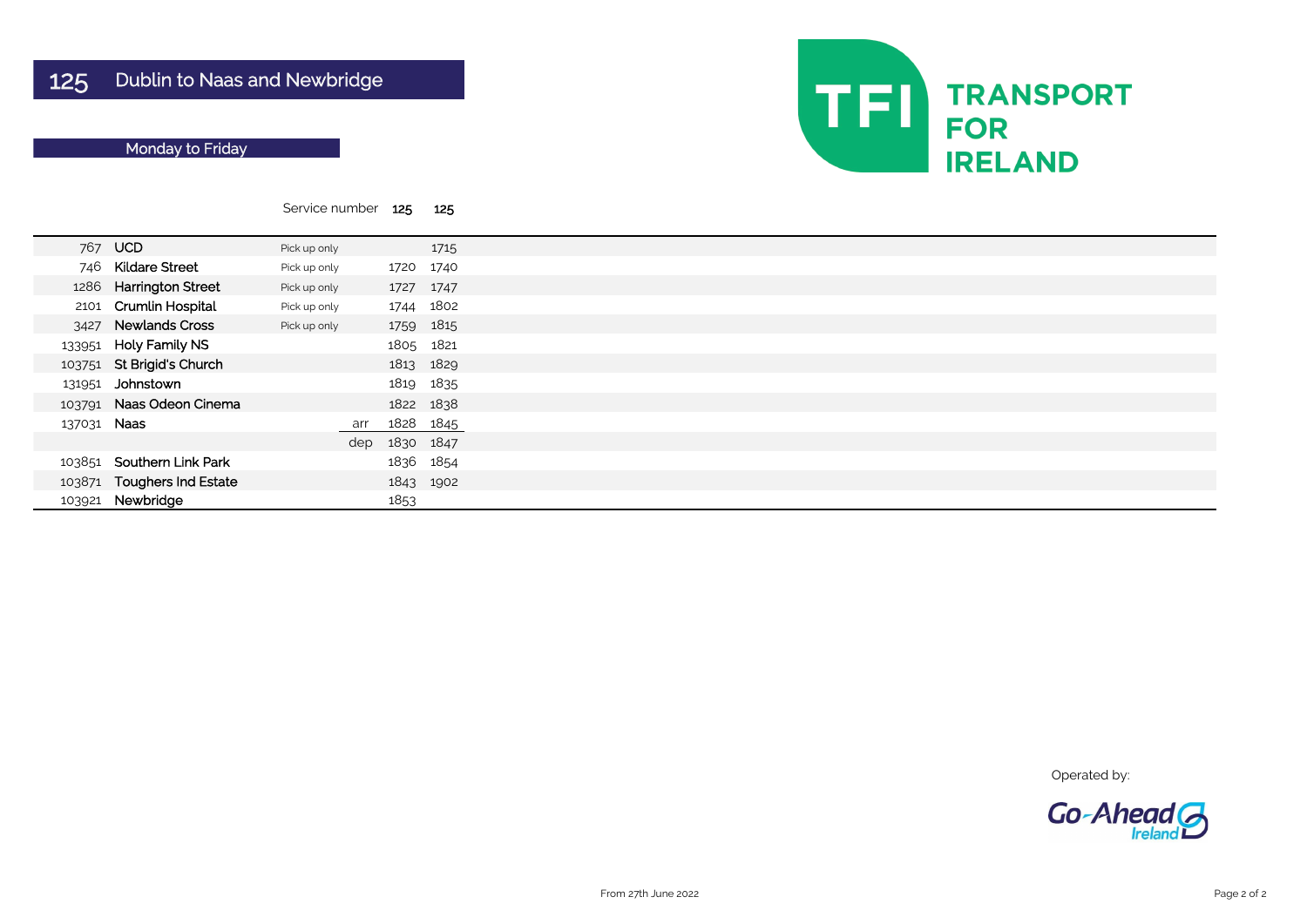# 125 Dublin to Naas and Newbridge

## Monday to Friday

TRANSPORT FOR IRELAND

| | | | Service number | 125 | 125 |
|---|---|---|---|---|---|
| 767 | UCD | Pick up only | | | 1715 |
| 746 | Kildare Street | Pick up only | | 1720 | 1740 |
| 1286 | Harrington Street | Pick up only | | 1727 | 1747 |
| 2101 | Crumlin Hospital | Pick up only | | 1744 | 1802 |
| 3427 | Newlands Cross | Pick up only | | 1759 | 1815 |
| 133951 | Holy Family NS | | | 1805 | 1821 |
| 103751 | St Brigid's Church | | | 1813 | 1829 |
| 131951 | Johnstown | | | 1819 | 1835 |
| 103791 | Naas Odeon Cinema | | | 1822 | 1838 |
| 137031 | Naas | | arr | 1828 | 1845 |
| | | | dep | 1830 | 1847 |
| 103851 | Southern Link Park | | | 1836 | 1854 |
| 103871 | Toughers Ind Estate | | | 1843 | 1902 |
| 103921 | Newbridge | | | 1853 | |

Operated by: Go-Ahead Ireland

From 27th June 2022